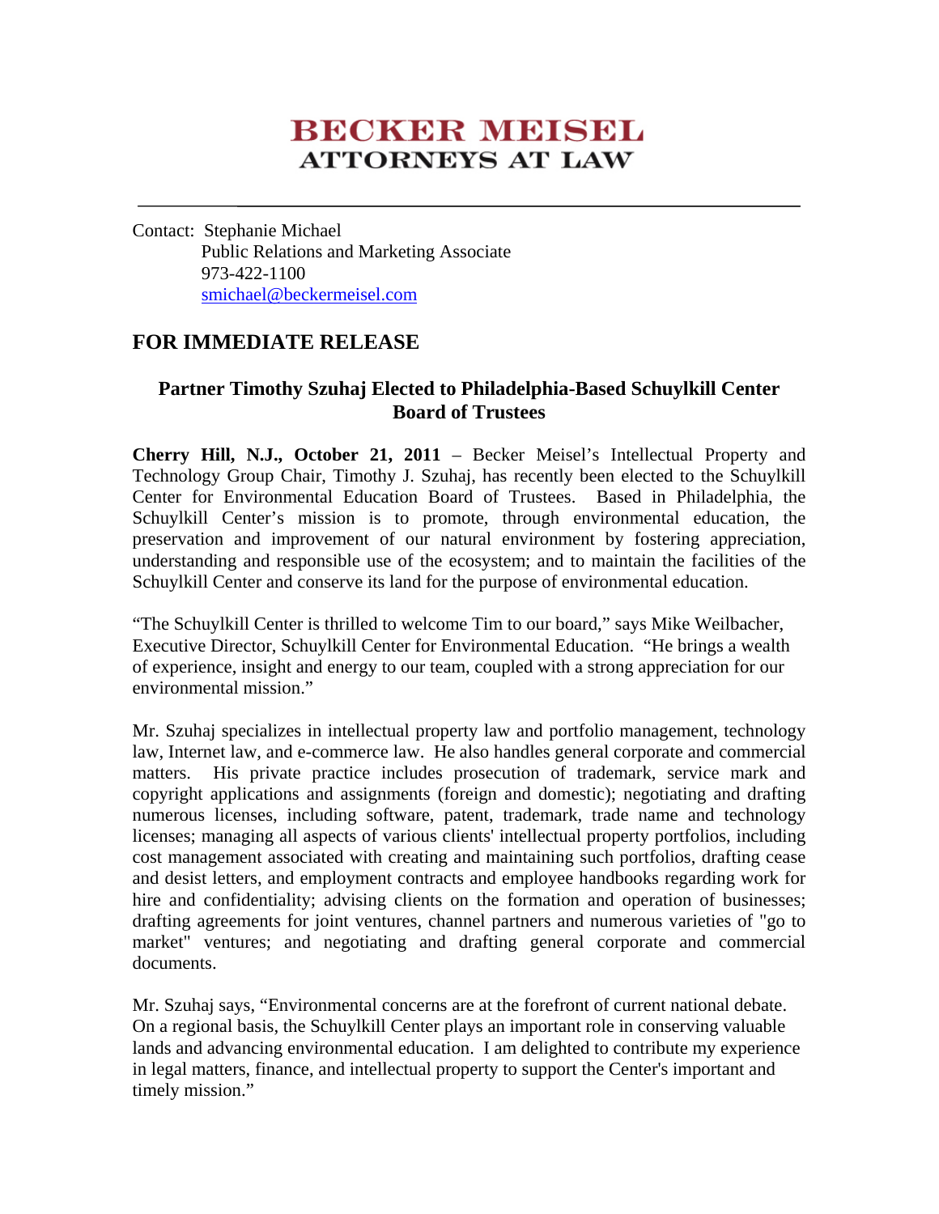# BECKER MEISEL
## ATTORNEYS AT LAW

---

Contact: Stephanie Michael
Public Relations and Marketing Associate
973-422-1100
smichael@beckermeisel.com

## FOR IMMEDIATE RELEASE

### Partner Timothy Szuhaj Elected to Philadelphia-Based Schuylkill Center Board of Trustees

**Cherry Hill, N.J., October 21, 2011** – Becker Meisel's Intellectual Property and Technology Group Chair, Timothy J. Szuhaj, has recently been elected to the Schuylkill Center for Environmental Education Board of Trustees. Based in Philadelphia, the Schuylkill Center's mission is to promote, through environmental education, the preservation and improvement of our natural environment by fostering appreciation, understanding and responsible use of the ecosystem; and to maintain the facilities of the Schuylkill Center and conserve its land for the purpose of environmental education.

"The Schuylkill Center is thrilled to welcome Tim to our board," says Mike Weilbacher, Executive Director, Schuylkill Center for Environmental Education. "He brings a wealth of experience, insight and energy to our team, coupled with a strong appreciation for our environmental mission."

Mr. Szuhaj specializes in intellectual property law and portfolio management, technology law, Internet law, and e-commerce law. He also handles general corporate and commercial matters. His private practice includes prosecution of trademark, service mark and copyright applications and assignments (foreign and domestic); negotiating and drafting numerous licenses, including software, patent, trademark, trade name and technology licenses; managing all aspects of various clients' intellectual property portfolios, including cost management associated with creating and maintaining such portfolios, drafting cease and desist letters, and employment contracts and employee handbooks regarding work for hire and confidentiality; advising clients on the formation and operation of businesses; drafting agreements for joint ventures, channel partners and numerous varieties of "go to market" ventures; and negotiating and drafting general corporate and commercial documents.

Mr. Szuhaj says, "Environmental concerns are at the forefront of current national debate. On a regional basis, the Schuylkill Center plays an important role in conserving valuable lands and advancing environmental education. I am delighted to contribute my experience in legal matters, finance, and intellectual property to support the Center's important and timely mission."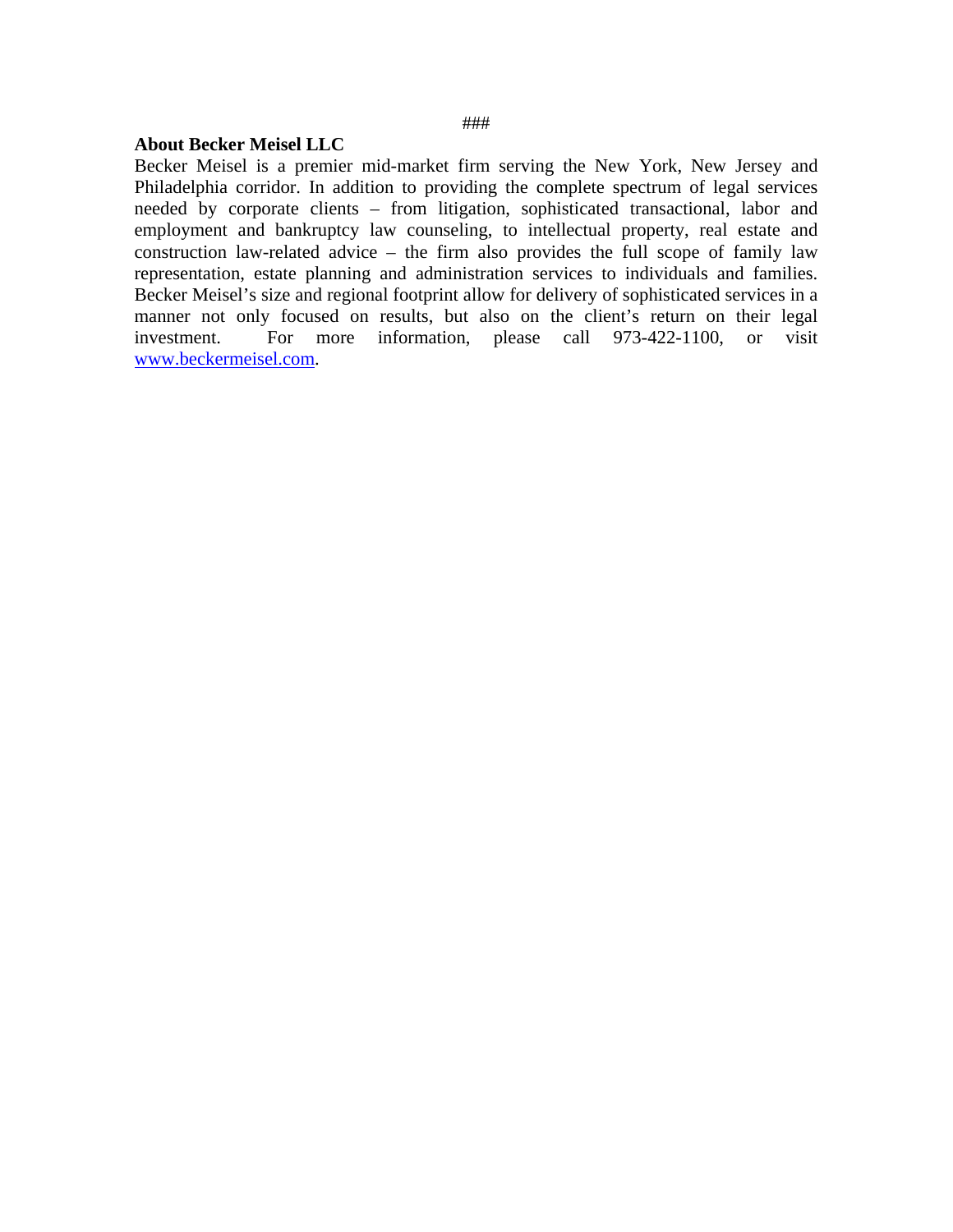###

**About Becker Meisel LLC**

Becker Meisel is a premier mid-market firm serving the New York, New Jersey and Philadelphia corridor. In addition to providing the complete spectrum of legal services needed by corporate clients – from litigation, sophisticated transactional, labor and employment and bankruptcy law counseling, to intellectual property, real estate and construction law-related advice – the firm also provides the full scope of family law representation, estate planning and administration services to individuals and families. Becker Meisel's size and regional footprint allow for delivery of sophisticated services in a manner not only focused on results, but also on the client's return on their legal investment. For more information, please call 973-422-1100, or visit www.beckermeisel.com.